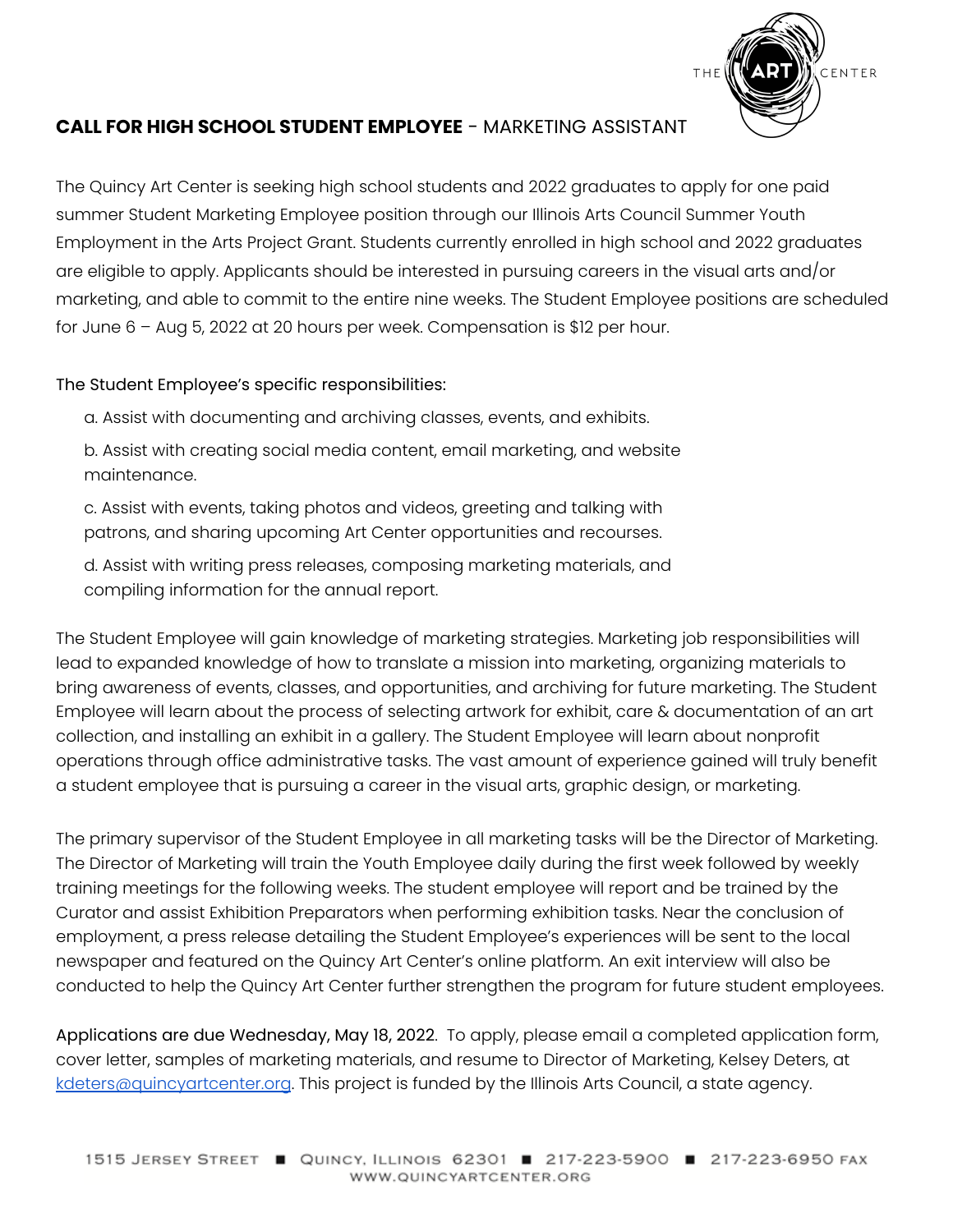## **CALL FOR HIGH SCHOOL STUDENT EMPLOYEE** - MARKETING ASSISTANT

The Quincy Art Center is seeking high school students and 2022 graduates to apply for one paid summer Student Marketing Employee position through our Illinois Arts Council Summer Youth Employment in the Arts Project Grant. Students currently enrolled in high school and 2022 graduates are eligible to apply. Applicants should be interested in pursuing careers in the visual arts and/or marketing, and able to commit to the entire nine weeks. The Student Employee positions are scheduled for June 6 – Aug 5, 2022 at 20 hours per week. Compensation is $12 per hour.

The Student Employee's specific responsibilities:

a. Assist with documenting and archiving classes, events, and exhibits.

b. Assist with creating social media content, email marketing, and website maintenance.

c. Assist with events, taking photos and videos, greeting and talking with patrons, and sharing upcoming Art Center opportunities and recourses.

d. Assist with writing press releases, composing marketing materials, and compiling information for the annual report.

The Student Employee will gain knowledge of marketing strategies. Marketing job responsibilities will lead to expanded knowledge of how to translate a mission into marketing, organizing materials to bring awareness of events, classes, and opportunities, and archiving for future marketing. The Student Employee will learn about the process of selecting artwork for exhibit, care & documentation of an art collection, and installing an exhibit in a gallery. The Student Employee will learn about nonprofit operations through office administrative tasks. The vast amount of experience gained will truly benefit a student employee that is pursuing a career in the visual arts, graphic design, or marketing.

The primary supervisor of the Student Employee in all marketing tasks will be the Director of Marketing. The Director of Marketing will train the Youth Employee daily during the first week followed by weekly training meetings for the following weeks. The student employee will report and be trained by the Curator and assist Exhibition Preparators when performing exhibition tasks. Near the conclusion of employment, a press release detailing the Student Employee's experiences will be sent to the local newspaper and featured on the Quincy Art Center's online platform. An exit interview will also be conducted to help the Quincy Art Center further strengthen the program for future student employees.

Applications are due Wednesday, May 18, 2022. To apply, please email a completed application form, cover letter, samples of marketing materials, and resume to Director of Marketing, Kelsey Deters, at kdeters@quincyartcenter.org. This project is funded by the Illinois Arts Council, a state agency.

1515 Jersey Street ■ Quincy, Illinois 62301 ■ 217-223-5900 ■ 217-223-6950 fax
www.quincyartcenter.org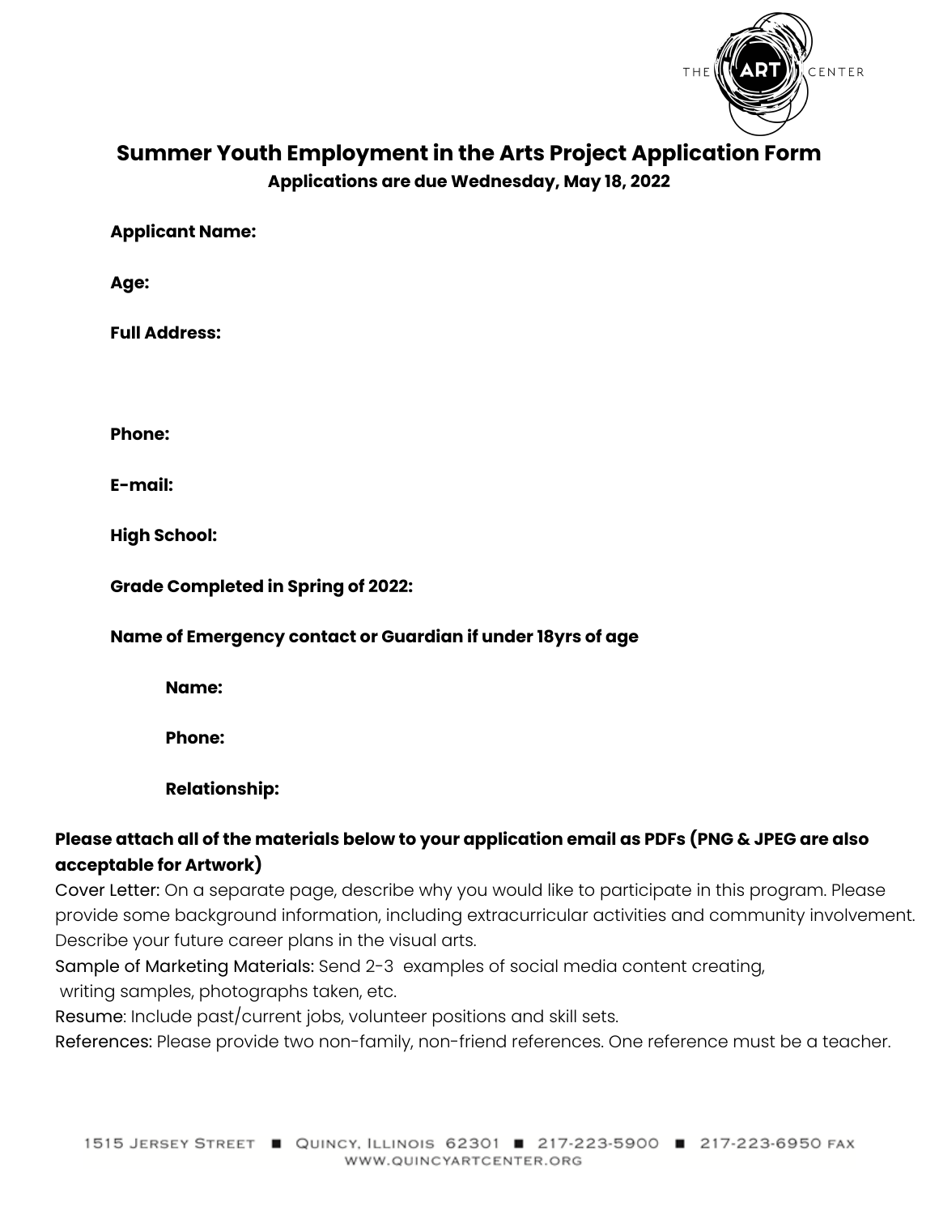# Summer Youth Employment in the Arts Project Application Form

**Applications are due Wednesday, May 18, 2022**

**Applicant Name:**

**Age:**

**Full Address:**

**Phone:**

**E-mail:**

**High School:**

**Grade Completed in Spring of 2022:**

**Name of Emergency contact or Guardian if under 18yrs of age**

**Name:**

**Phone:**

**Relationship:**

**Please attach all of the materials below to your application email as PDFs (PNG & JPEG are also acceptable for Artwork)**

Cover Letter: On a separate page, describe why you would like to participate in this program. Please provide some background information, including extracurricular activities and community involvement. Describe your future career plans in the visual arts.

Sample of Marketing Materials: Send 2-3 examples of social media content creating, writing samples, photographs taken, etc.

Resume: Include past/current jobs, volunteer positions and skill sets.

References: Please provide two non-family, non-friend references. One reference must be a teacher.

1515 Jersey Street ■ Quincy, Illinois 62301 ■ 217-223-5900 ■ 217-223-6950 fax
www.quincyartcenter.org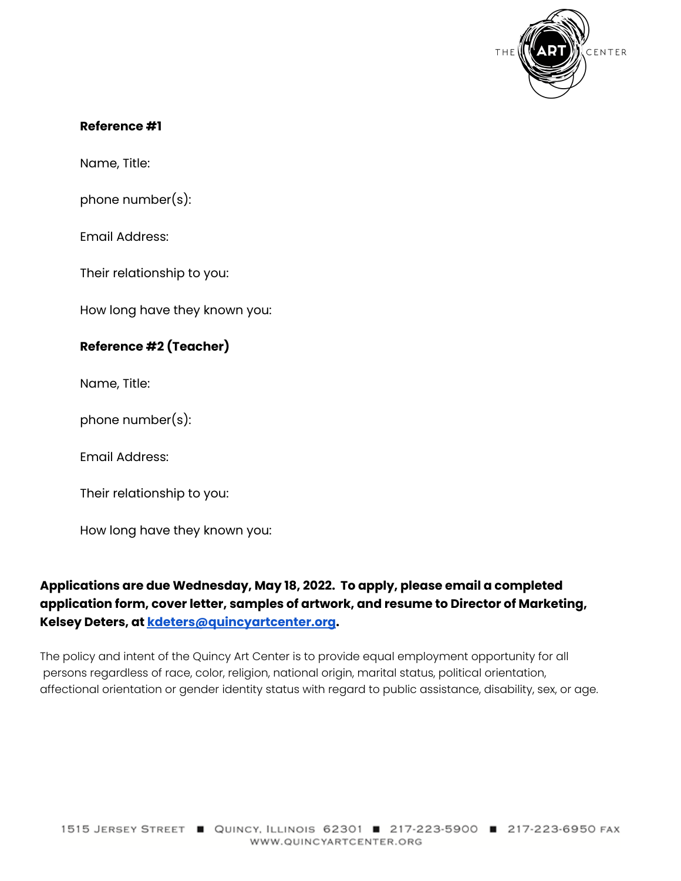**Reference #1**

Name, Title:

phone number(s):

Email Address:

Their relationship to you:

How long have they known you:

**Reference #2 (Teacher)**

Name, Title:

phone number(s):

Email Address:

Their relationship to you:

How long have they known you:

**Applications are due Wednesday, May 18, 2022. To apply, please email a completed application form, cover letter, samples of artwork, and resume to Director of Marketing, Kelsey Deters, at kdeters@quincyartcenter.org.**

The policy and intent of the Quincy Art Center is to provide equal employment opportunity for all persons regardless of race, color, religion, national origin, marital status, political orientation, affectional orientation or gender identity status with regard to public assistance, disability, sex, or age.